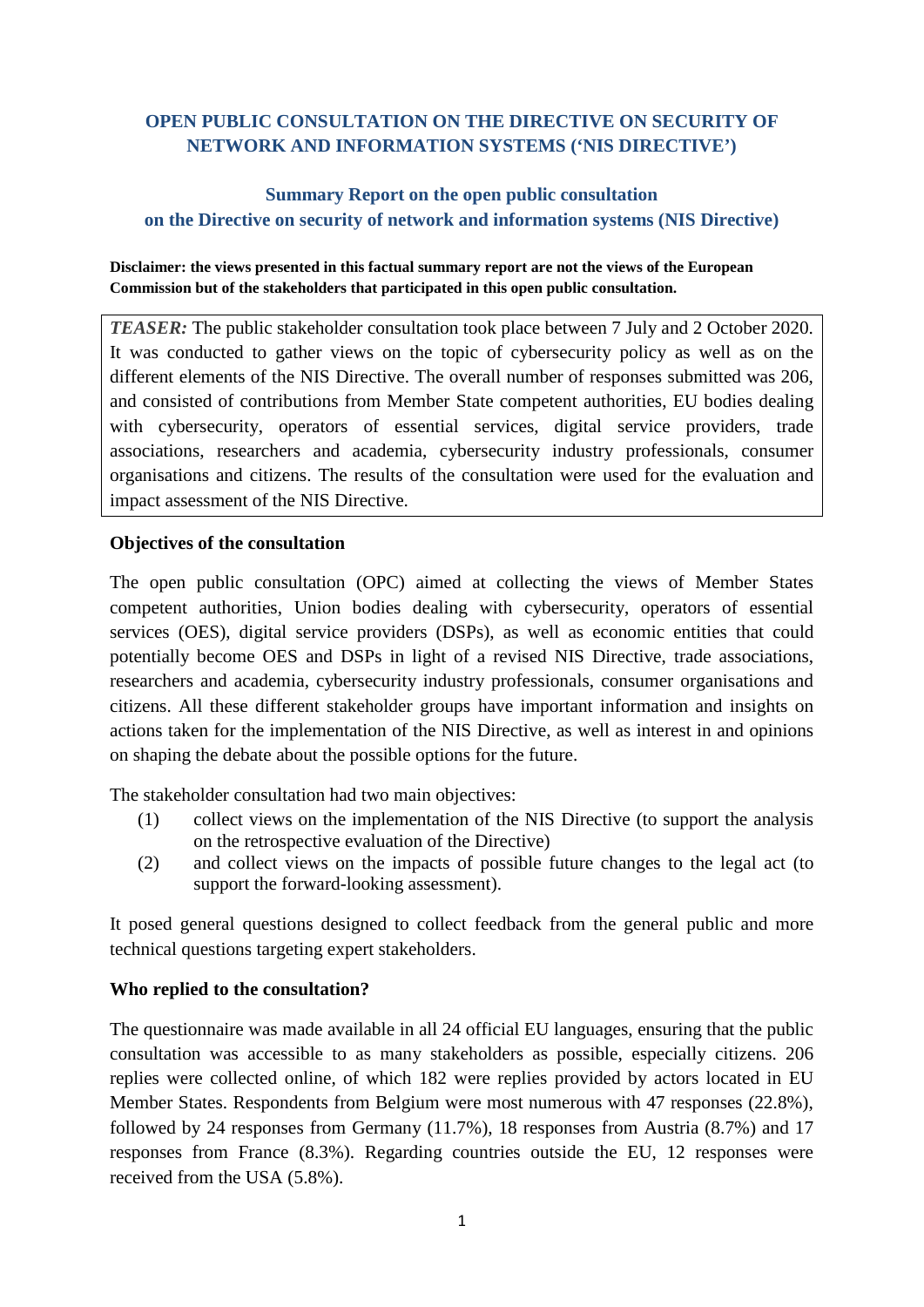# OPEN PUBLIC CONSULTATION ON THE DIRECTIVE ON SECURITY OF NETWORK AND INFORMATION SYSTEMS ('NIS DIRECTIVE')

## Summary Report on the open public consultation on the Directive on security of network and information systems (NIS Directive)

**Disclaimer: the views presented in this factual summary report are not the views of the European Commission but of the stakeholders that participated in this open public consultation.**

> ***TEASER:*** The public stakeholder consultation took place between 7 July and 2 October 2020. It was conducted to gather views on the topic of cybersecurity policy as well as on the different elements of the NIS Directive. The overall number of responses submitted was 206, and consisted of contributions from Member State competent authorities, EU bodies dealing with cybersecurity, operators of essential services, digital service providers, trade associations, researchers and academia, cybersecurity industry professionals, consumer organisations and citizens. The results of the consultation were used for the evaluation and impact assessment of the NIS Directive.

### Objectives of the consultation

The open public consultation (OPC) aimed at collecting the views of Member States competent authorities, Union bodies dealing with cybersecurity, operators of essential services (OES), digital service providers (DSPs), as well as economic entities that could potentially become OES and DSPs in light of a revised NIS Directive, trade associations, researchers and academia, cybersecurity industry professionals, consumer organisations and citizens. All these different stakeholder groups have important information and insights on actions taken for the implementation of the NIS Directive, as well as interest in and opinions on shaping the debate about the possible options for the future.

The stakeholder consultation had two main objectives:

(1) collect views on the implementation of the NIS Directive (to support the analysis on the retrospective evaluation of the Directive)

(2) and collect views on the impacts of possible future changes to the legal act (to support the forward-looking assessment).

It posed general questions designed to collect feedback from the general public and more technical questions targeting expert stakeholders.

### Who replied to the consultation?

The questionnaire was made available in all 24 official EU languages, ensuring that the public consultation was accessible to as many stakeholders as possible, especially citizens. 206 replies were collected online, of which 182 were replies provided by actors located in EU Member States. Respondents from Belgium were most numerous with 47 responses (22.8%), followed by 24 responses from Germany (11.7%), 18 responses from Austria (8.7%) and 17 responses from France (8.3%). Regarding countries outside the EU, 12 responses were received from the USA (5.8%).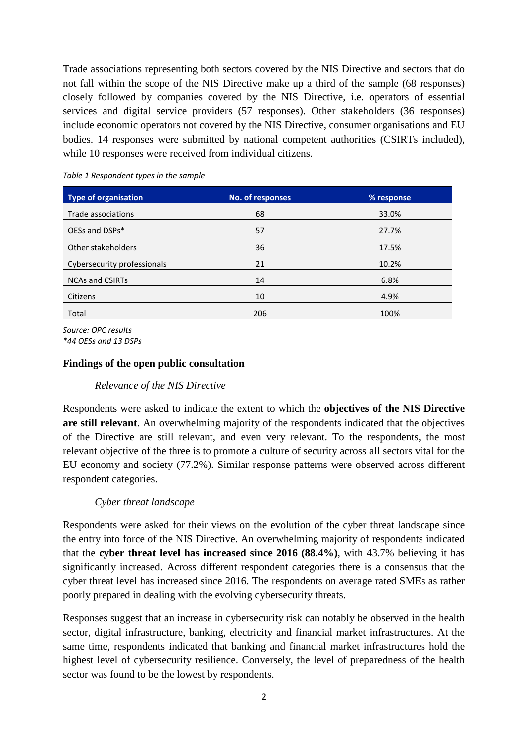Trade associations representing both sectors covered by the NIS Directive and sectors that do not fall within the scope of the NIS Directive make up a third of the sample (68 responses) closely followed by companies covered by the NIS Directive, i.e. operators of essential services and digital service providers (57 responses). Other stakeholders (36 responses) include economic operators not covered by the NIS Directive, consumer organisations and EU bodies. 14 responses were submitted by national competent authorities (CSIRTs included), while 10 responses were received from individual citizens.

*Table 1 Respondent types in the sample*

| Type of organisation | No. of responses | % response |
|---|---|---|
| Trade associations | 68 | 33.0% |
| OESs and DSPs* | 57 | 27.7% |
| Other stakeholders | 36 | 17.5% |
| Cybersecurity professionals | 21 | 10.2% |
| NCAs and CSIRTs | 14 | 6.8% |
| Citizens | 10 | 4.9% |
| Total | 206 | 100% |

*Source: OPC results*
*\*44 OESs and 13 DSPs*

**Findings of the open public consultation**

*Relevance of the NIS Directive*

Respondents were asked to indicate the extent to which the **objectives of the NIS Directive are still relevant**. An overwhelming majority of the respondents indicated that the objectives of the Directive are still relevant, and even very relevant. To the respondents, the most relevant objective of the three is to promote a culture of security across all sectors vital for the EU economy and society (77.2%). Similar response patterns were observed across different respondent categories.

*Cyber threat landscape*

Respondents were asked for their views on the evolution of the cyber threat landscape since the entry into force of the NIS Directive. An overwhelming majority of respondents indicated that the **cyber threat level has increased since 2016 (88.4%)**, with 43.7% believing it has significantly increased. Across different respondent categories there is a consensus that the cyber threat level has increased since 2016. The respondents on average rated SMEs as rather poorly prepared in dealing with the evolving cybersecurity threats.

Responses suggest that an increase in cybersecurity risk can notably be observed in the health sector, digital infrastructure, banking, electricity and financial market infrastructures. At the same time, respondents indicated that banking and financial market infrastructures hold the highest level of cybersecurity resilience. Conversely, the level of preparedness of the health sector was found to be the lowest by respondents.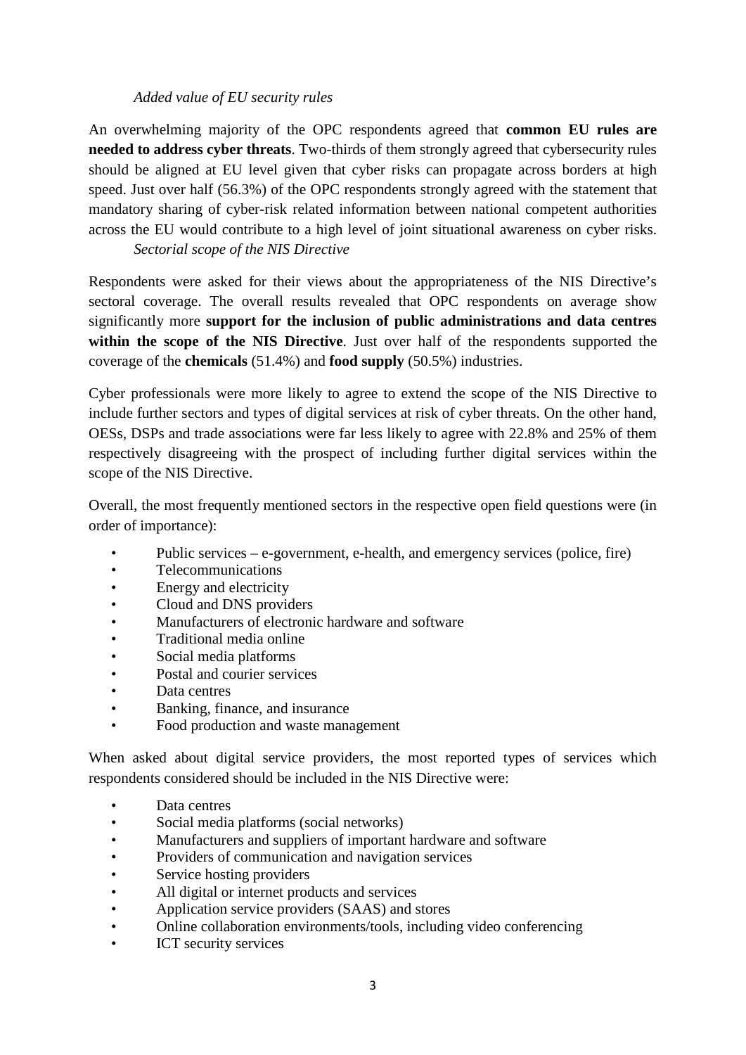*Added value of EU security rules*

An overwhelming majority of the OPC respondents agreed that **common EU rules are needed to address cyber threats**. Two-thirds of them strongly agreed that cybersecurity rules should be aligned at EU level given that cyber risks can propagate across borders at high speed. Just over half (56.3%) of the OPC respondents strongly agreed with the statement that mandatory sharing of cyber-risk related information between national competent authorities across the EU would contribute to a high level of joint situational awareness on cyber risks.

*Sectorial scope of the NIS Directive*

Respondents were asked for their views about the appropriateness of the NIS Directive's sectoral coverage. The overall results revealed that OPC respondents on average show significantly more **support for the inclusion of public administrations and data centres within the scope of the NIS Directive**. Just over half of the respondents supported the coverage of the **chemicals** (51.4%) and **food supply** (50.5%) industries.

Cyber professionals were more likely to agree to extend the scope of the NIS Directive to include further sectors and types of digital services at risk of cyber threats. On the other hand, OESs, DSPs and trade associations were far less likely to agree with 22.8% and 25% of them respectively disagreeing with the prospect of including further digital services within the scope of the NIS Directive.

Overall, the most frequently mentioned sectors in the respective open field questions were (in order of importance):

- Public services – e-government, e-health, and emergency services (police, fire)
- Telecommunications
- Energy and electricity
- Cloud and DNS providers
- Manufacturers of electronic hardware and software
- Traditional media online
- Social media platforms
- Postal and courier services
- Data centres
- Banking, finance, and insurance
- Food production and waste management

When asked about digital service providers, the most reported types of services which respondents considered should be included in the NIS Directive were:

- Data centres
- Social media platforms (social networks)
- Manufacturers and suppliers of important hardware and software
- Providers of communication and navigation services
- Service hosting providers
- All digital or internet products and services
- Application service providers (SAAS) and stores
- Online collaboration environments/tools, including video conferencing
- ICT security services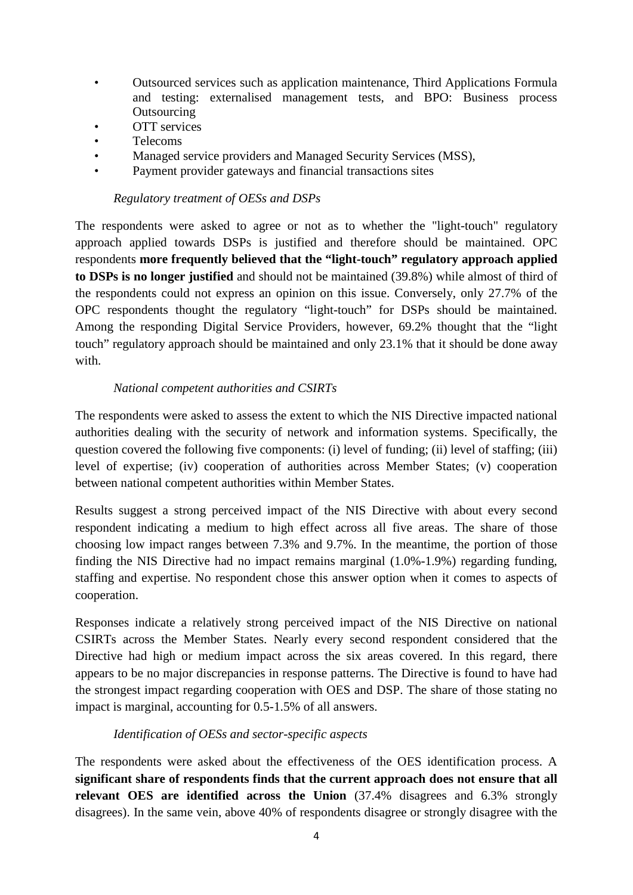- Outsourced services such as application maintenance, Third Applications Formula and testing: externalised management tests, and BPO: Business process Outsourcing
- OTT services
- Telecoms
- Managed service providers and Managed Security Services (MSS),
- Payment provider gateways and financial transactions sites

*Regulatory treatment of OESs and DSPs*

The respondents were asked to agree or not as to whether the "light-touch" regulatory approach applied towards DSPs is justified and therefore should be maintained. OPC respondents **more frequently believed that the "light-touch" regulatory approach applied to DSPs is no longer justified** and should not be maintained (39.8%) while almost of third of the respondents could not express an opinion on this issue. Conversely, only 27.7% of the OPC respondents thought the regulatory "light-touch" for DSPs should be maintained. Among the responding Digital Service Providers, however, 69.2% thought that the "light touch" regulatory approach should be maintained and only 23.1% that it should be done away with.

*National competent authorities and CSIRTs*

The respondents were asked to assess the extent to which the NIS Directive impacted national authorities dealing with the security of network and information systems. Specifically, the question covered the following five components: (i) level of funding; (ii) level of staffing; (iii) level of expertise; (iv) cooperation of authorities across Member States; (v) cooperation between national competent authorities within Member States.

Results suggest a strong perceived impact of the NIS Directive with about every second respondent indicating a medium to high effect across all five areas. The share of those choosing low impact ranges between 7.3% and 9.7%. In the meantime, the portion of those finding the NIS Directive had no impact remains marginal (1.0%-1.9%) regarding funding, staffing and expertise. No respondent chose this answer option when it comes to aspects of cooperation.

Responses indicate a relatively strong perceived impact of the NIS Directive on national CSIRTs across the Member States. Nearly every second respondent considered that the Directive had high or medium impact across the six areas covered. In this regard, there appears to be no major discrepancies in response patterns. The Directive is found to have had the strongest impact regarding cooperation with OES and DSP. The share of those stating no impact is marginal, accounting for 0.5-1.5% of all answers.

*Identification of OESs and sector-specific aspects*

The respondents were asked about the effectiveness of the OES identification process. A **significant share of respondents finds that the current approach does not ensure that all relevant OES are identified across the Union** (37.4% disagrees and 6.3% strongly disagrees). In the same vein, above 40% of respondents disagree or strongly disagree with the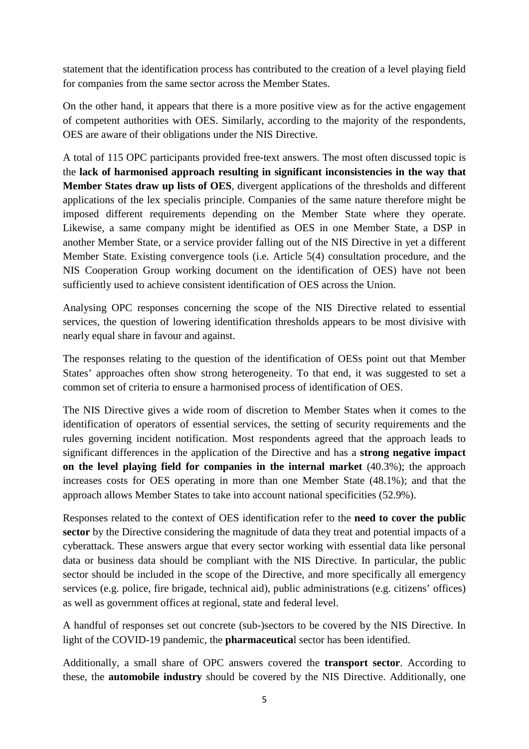statement that the identification process has contributed to the creation of a level playing field for companies from the same sector across the Member States.

On the other hand, it appears that there is a more positive view as for the active engagement of competent authorities with OES. Similarly, according to the majority of the respondents, OES are aware of their obligations under the NIS Directive.

A total of 115 OPC participants provided free-text answers. The most often discussed topic is the **lack of harmonised approach resulting in significant inconsistencies in the way that Member States draw up lists of OES**, divergent applications of the thresholds and different applications of the lex specialis principle. Companies of the same nature therefore might be imposed different requirements depending on the Member State where they operate. Likewise, a same company might be identified as OES in one Member State, a DSP in another Member State, or a service provider falling out of the NIS Directive in yet a different Member State. Existing convergence tools (i.e. Article 5(4) consultation procedure, and the NIS Cooperation Group working document on the identification of OES) have not been sufficiently used to achieve consistent identification of OES across the Union.

Analysing OPC responses concerning the scope of the NIS Directive related to essential services, the question of lowering identification thresholds appears to be most divisive with nearly equal share in favour and against.

The responses relating to the question of the identification of OESs point out that Member States' approaches often show strong heterogeneity. To that end, it was suggested to set a common set of criteria to ensure a harmonised process of identification of OES.

The NIS Directive gives a wide room of discretion to Member States when it comes to the identification of operators of essential services, the setting of security requirements and the rules governing incident notification. Most respondents agreed that the approach leads to significant differences in the application of the Directive and has a **strong negative impact on the level playing field for companies in the internal market** (40.3%); the approach increases costs for OES operating in more than one Member State (48.1%); and that the approach allows Member States to take into account national specificities (52.9%).

Responses related to the context of OES identification refer to the **need to cover the public sector** by the Directive considering the magnitude of data they treat and potential impacts of a cyberattack. These answers argue that every sector working with essential data like personal data or business data should be compliant with the NIS Directive. In particular, the public sector should be included in the scope of the Directive, and more specifically all emergency services (e.g. police, fire brigade, technical aid), public administrations (e.g. citizens' offices) as well as government offices at regional, state and federal level.

A handful of responses set out concrete (sub-)sectors to be covered by the NIS Directive. In light of the COVID-19 pandemic, the **pharmaceutica**l sector has been identified.

Additionally, a small share of OPC answers covered the **transport sector**. According to these, the **automobile industry** should be covered by the NIS Directive. Additionally, one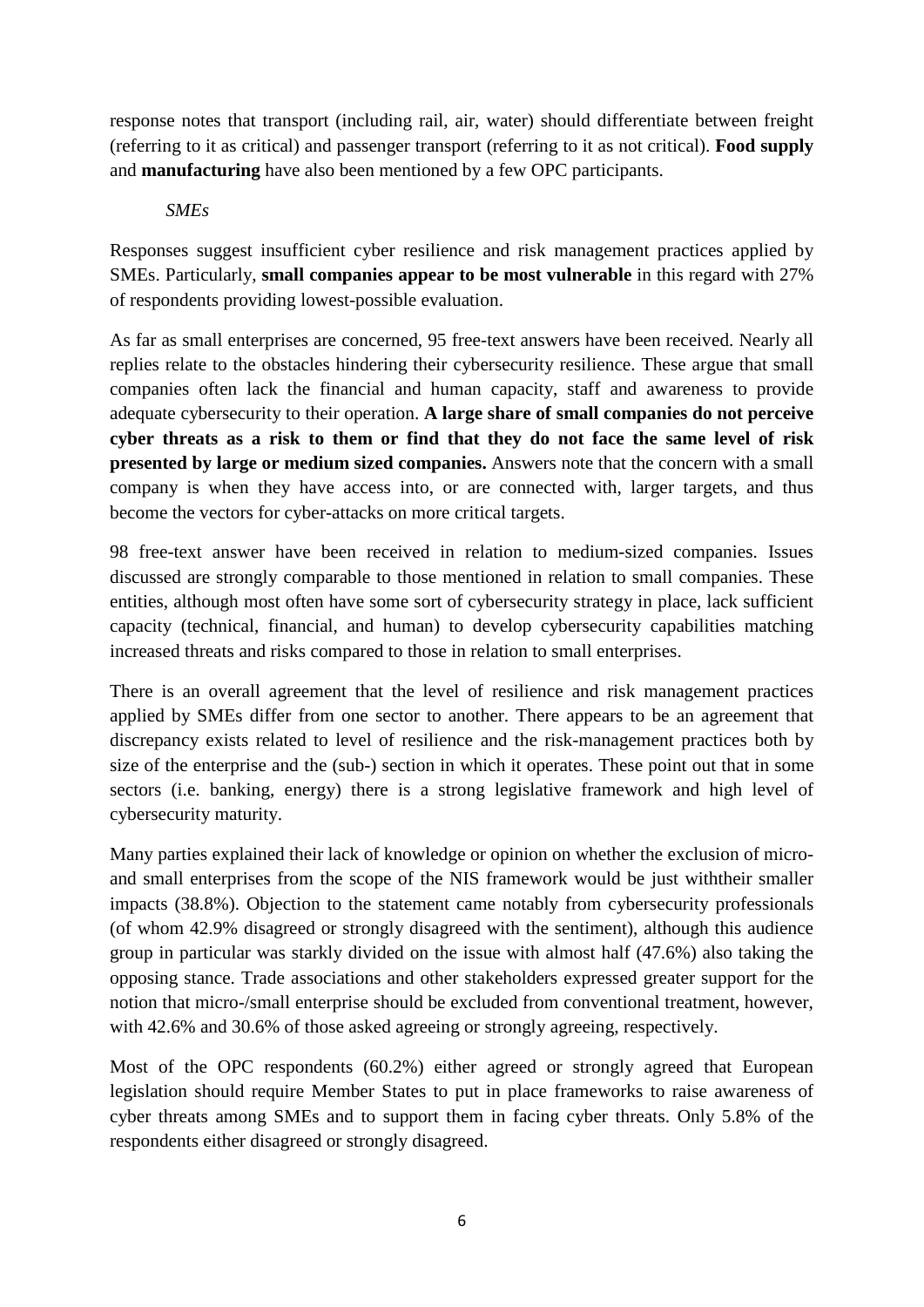response notes that transport (including rail, air, water) should differentiate between freight (referring to it as critical) and passenger transport (referring to it as not critical). **Food supply** and **manufacturing** have also been mentioned by a few OPC participants.

*SMEs*

Responses suggest insufficient cyber resilience and risk management practices applied by SMEs. Particularly, **small companies appear to be most vulnerable** in this regard with 27% of respondents providing lowest-possible evaluation.

As far as small enterprises are concerned, 95 free-text answers have been received. Nearly all replies relate to the obstacles hindering their cybersecurity resilience. These argue that small companies often lack the financial and human capacity, staff and awareness to provide adequate cybersecurity to their operation. **A large share of small companies do not perceive cyber threats as a risk to them or find that they do not face the same level of risk presented by large or medium sized companies.** Answers note that the concern with a small company is when they have access into, or are connected with, larger targets, and thus become the vectors for cyber-attacks on more critical targets.

98 free-text answer have been received in relation to medium-sized companies. Issues discussed are strongly comparable to those mentioned in relation to small companies. These entities, although most often have some sort of cybersecurity strategy in place, lack sufficient capacity (technical, financial, and human) to develop cybersecurity capabilities matching increased threats and risks compared to those in relation to small enterprises.

There is an overall agreement that the level of resilience and risk management practices applied by SMEs differ from one sector to another. There appears to be an agreement that discrepancy exists related to level of resilience and the risk-management practices both by size of the enterprise and the (sub-) section in which it operates. These point out that in some sectors (i.e. banking, energy) there is a strong legislative framework and high level of cybersecurity maturity.

Many parties explained their lack of knowledge or opinion on whether the exclusion of micro- and small enterprises from the scope of the NIS framework would be just withtheir smaller impacts (38.8%). Objection to the statement came notably from cybersecurity professionals (of whom 42.9% disagreed or strongly disagreed with the sentiment), although this audience group in particular was starkly divided on the issue with almost half (47.6%) also taking the opposing stance. Trade associations and other stakeholders expressed greater support for the notion that micro-/small enterprise should be excluded from conventional treatment, however, with 42.6% and 30.6% of those asked agreeing or strongly agreeing, respectively.

Most of the OPC respondents (60.2%) either agreed or strongly agreed that European legislation should require Member States to put in place frameworks to raise awareness of cyber threats among SMEs and to support them in facing cyber threats. Only 5.8% of the respondents either disagreed or strongly disagreed.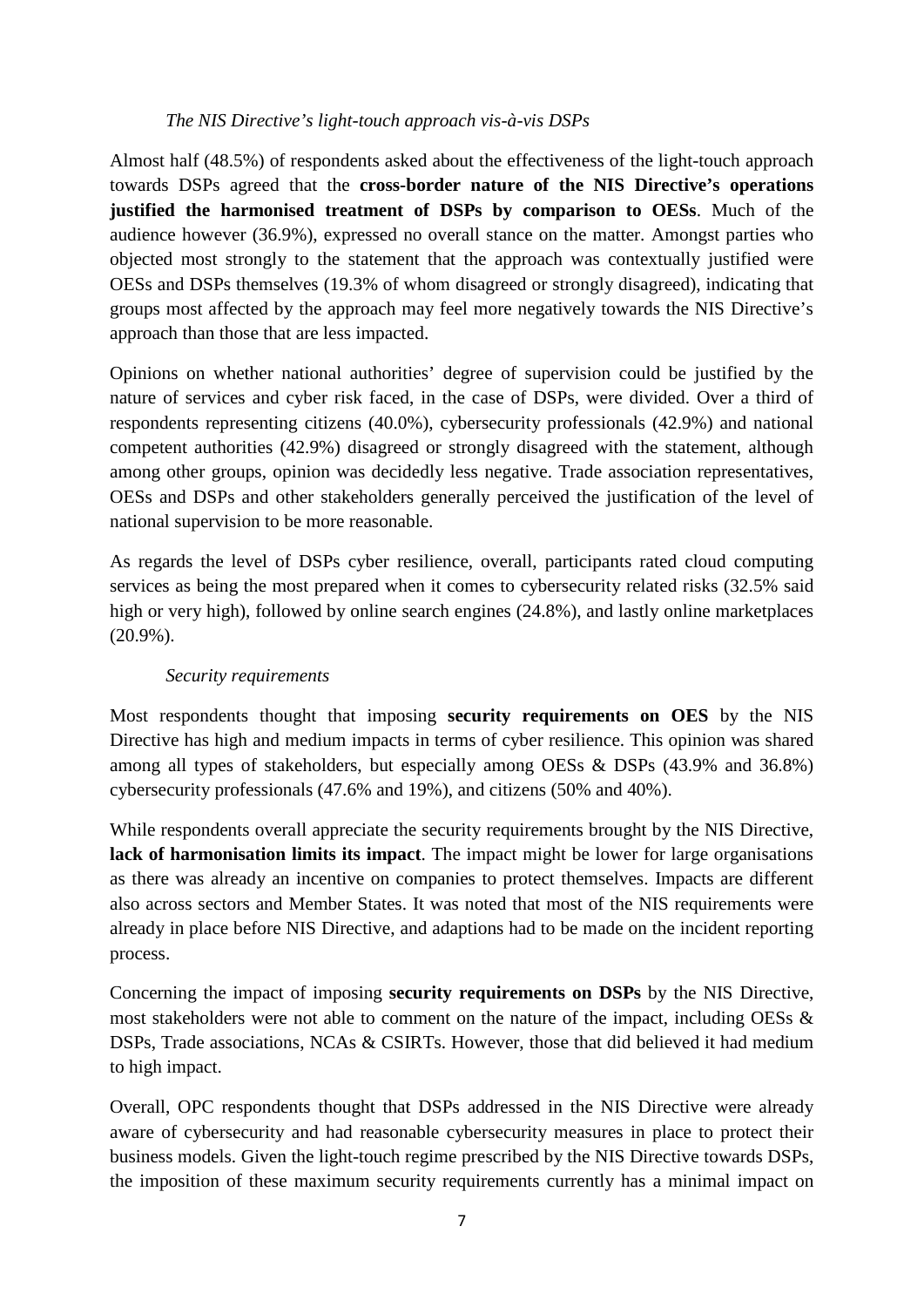*The NIS Directive's light-touch approach vis-à-vis DSPs*

Almost half (48.5%) of respondents asked about the effectiveness of the light-touch approach towards DSPs agreed that the **cross-border nature of the NIS Directive's operations justified the harmonised treatment of DSPs by comparison to OESs**. Much of the audience however (36.9%), expressed no overall stance on the matter. Amongst parties who objected most strongly to the statement that the approach was contextually justified were OESs and DSPs themselves (19.3% of whom disagreed or strongly disagreed), indicating that groups most affected by the approach may feel more negatively towards the NIS Directive's approach than those that are less impacted.

Opinions on whether national authorities' degree of supervision could be justified by the nature of services and cyber risk faced, in the case of DSPs, were divided. Over a third of respondents representing citizens (40.0%), cybersecurity professionals (42.9%) and national competent authorities (42.9%) disagreed or strongly disagreed with the statement, although among other groups, opinion was decidedly less negative. Trade association representatives, OESs and DSPs and other stakeholders generally perceived the justification of the level of national supervision to be more reasonable.

As regards the level of DSPs cyber resilience, overall, participants rated cloud computing services as being the most prepared when it comes to cybersecurity related risks (32.5% said high or very high), followed by online search engines (24.8%), and lastly online marketplaces (20.9%).

*Security requirements*

Most respondents thought that imposing **security requirements on OES** by the NIS Directive has high and medium impacts in terms of cyber resilience. This opinion was shared among all types of stakeholders, but especially among OESs & DSPs (43.9% and 36.8%) cybersecurity professionals (47.6% and 19%), and citizens (50% and 40%).

While respondents overall appreciate the security requirements brought by the NIS Directive, **lack of harmonisation limits its impact**. The impact might be lower for large organisations as there was already an incentive on companies to protect themselves. Impacts are different also across sectors and Member States. It was noted that most of the NIS requirements were already in place before NIS Directive, and adaptions had to be made on the incident reporting process.

Concerning the impact of imposing **security requirements on DSPs** by the NIS Directive, most stakeholders were not able to comment on the nature of the impact, including OESs & DSPs, Trade associations, NCAs & CSIRTs. However, those that did believed it had medium to high impact.

Overall, OPC respondents thought that DSPs addressed in the NIS Directive were already aware of cybersecurity and had reasonable cybersecurity measures in place to protect their business models. Given the light-touch regime prescribed by the NIS Directive towards DSPs, the imposition of these maximum security requirements currently has a minimal impact on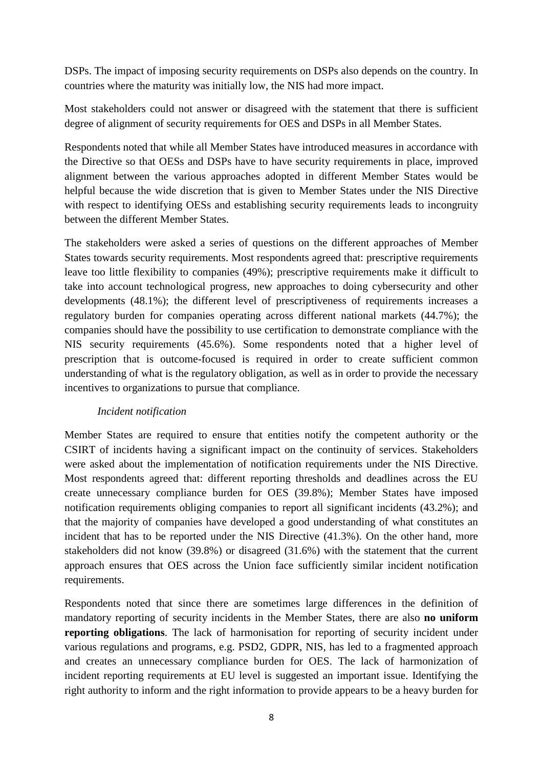DSPs. The impact of imposing security requirements on DSPs also depends on the country. In countries where the maturity was initially low, the NIS had more impact.

Most stakeholders could not answer or disagreed with the statement that there is sufficient degree of alignment of security requirements for OES and DSPs in all Member States.

Respondents noted that while all Member States have introduced measures in accordance with the Directive so that OESs and DSPs have to have security requirements in place, improved alignment between the various approaches adopted in different Member States would be helpful because the wide discretion that is given to Member States under the NIS Directive with respect to identifying OESs and establishing security requirements leads to incongruity between the different Member States.

The stakeholders were asked a series of questions on the different approaches of Member States towards security requirements. Most respondents agreed that: prescriptive requirements leave too little flexibility to companies (49%); prescriptive requirements make it difficult to take into account technological progress, new approaches to doing cybersecurity and other developments (48.1%); the different level of prescriptiveness of requirements increases a regulatory burden for companies operating across different national markets (44.7%); the companies should have the possibility to use certification to demonstrate compliance with the NIS security requirements (45.6%). Some respondents noted that a higher level of prescription that is outcome-focused is required in order to create sufficient common understanding of what is the regulatory obligation, as well as in order to provide the necessary incentives to organizations to pursue that compliance.

*Incident notification*

Member States are required to ensure that entities notify the competent authority or the CSIRT of incidents having a significant impact on the continuity of services. Stakeholders were asked about the implementation of notification requirements under the NIS Directive. Most respondents agreed that: different reporting thresholds and deadlines across the EU create unnecessary compliance burden for OES (39.8%); Member States have imposed notification requirements obliging companies to report all significant incidents (43.2%); and that the majority of companies have developed a good understanding of what constitutes an incident that has to be reported under the NIS Directive (41.3%). On the other hand, more stakeholders did not know (39.8%) or disagreed (31.6%) with the statement that the current approach ensures that OES across the Union face sufficiently similar incident notification requirements.

Respondents noted that since there are sometimes large differences in the definition of mandatory reporting of security incidents in the Member States, there are also **no uniform reporting obligations**. The lack of harmonisation for reporting of security incident under various regulations and programs, e.g. PSD2, GDPR, NIS, has led to a fragmented approach and creates an unnecessary compliance burden for OES. The lack of harmonization of incident reporting requirements at EU level is suggested an important issue. Identifying the right authority to inform and the right information to provide appears to be a heavy burden for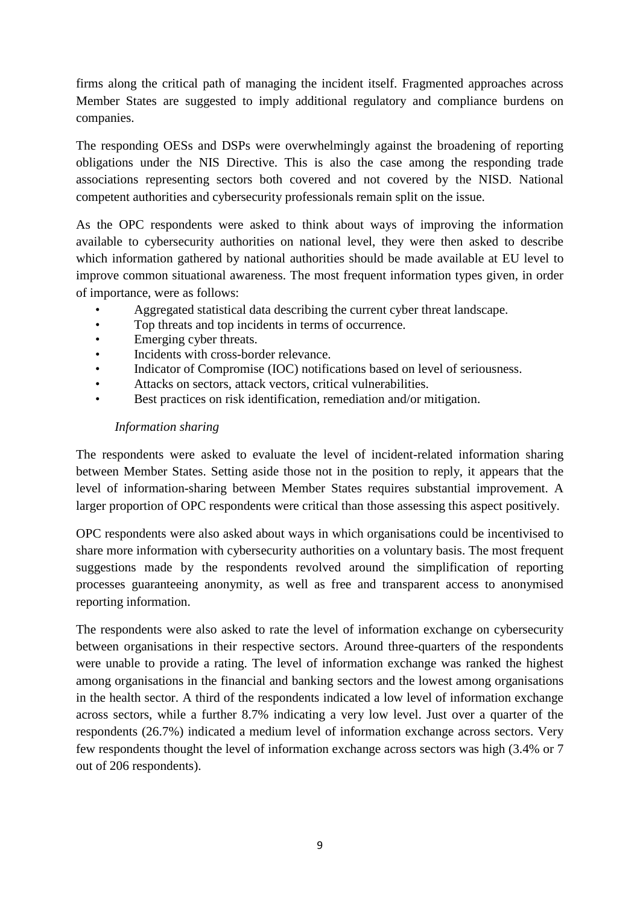firms along the critical path of managing the incident itself. Fragmented approaches across Member States are suggested to imply additional regulatory and compliance burdens on companies.

The responding OESs and DSPs were overwhelmingly against the broadening of reporting obligations under the NIS Directive. This is also the case among the responding trade associations representing sectors both covered and not covered by the NISD. National competent authorities and cybersecurity professionals remain split on the issue.

As the OPC respondents were asked to think about ways of improving the information available to cybersecurity authorities on national level, they were then asked to describe which information gathered by national authorities should be made available at EU level to improve common situational awareness. The most frequent information types given, in order of importance, were as follows:

- Aggregated statistical data describing the current cyber threat landscape.
- Top threats and top incidents in terms of occurrence.
- Emerging cyber threats.
- Incidents with cross-border relevance.
- Indicator of Compromise (IOC) notifications based on level of seriousness.
- Attacks on sectors, attack vectors, critical vulnerabilities.
- Best practices on risk identification, remediation and/or mitigation.

*Information sharing*

The respondents were asked to evaluate the level of incident-related information sharing between Member States. Setting aside those not in the position to reply, it appears that the level of information-sharing between Member States requires substantial improvement. A larger proportion of OPC respondents were critical than those assessing this aspect positively.

OPC respondents were also asked about ways in which organisations could be incentivised to share more information with cybersecurity authorities on a voluntary basis. The most frequent suggestions made by the respondents revolved around the simplification of reporting processes guaranteeing anonymity, as well as free and transparent access to anonymised reporting information.

The respondents were also asked to rate the level of information exchange on cybersecurity between organisations in their respective sectors. Around three-quarters of the respondents were unable to provide a rating. The level of information exchange was ranked the highest among organisations in the financial and banking sectors and the lowest among organisations in the health sector. A third of the respondents indicated a low level of information exchange across sectors, while a further 8.7% indicating a very low level. Just over a quarter of the respondents (26.7%) indicated a medium level of information exchange across sectors. Very few respondents thought the level of information exchange across sectors was high (3.4% or 7 out of 206 respondents).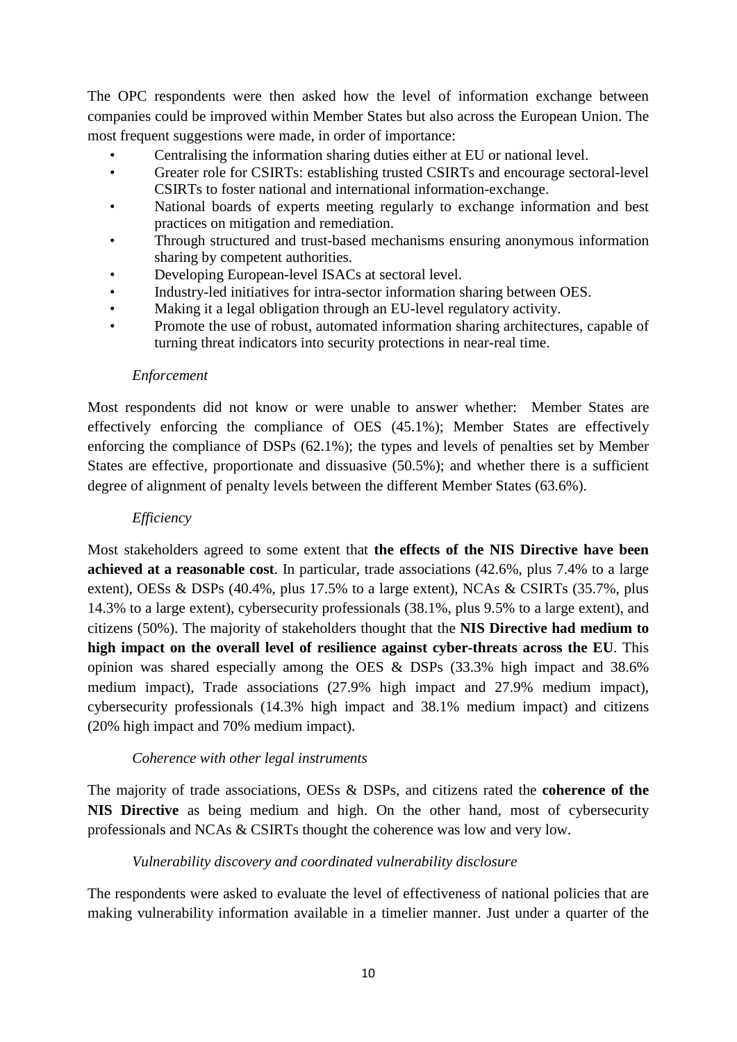The OPC respondents were then asked how the level of information exchange between companies could be improved within Member States but also across the European Union. The most frequent suggestions were made, in order of importance:

- Centralising the information sharing duties either at EU or national level.
- Greater role for CSIRTs: establishing trusted CSIRTs and encourage sectoral-level CSIRTs to foster national and international information-exchange.
- National boards of experts meeting regularly to exchange information and best practices on mitigation and remediation.
- Through structured and trust-based mechanisms ensuring anonymous information sharing by competent authorities.
- Developing European-level ISACs at sectoral level.
- Industry-led initiatives for intra-sector information sharing between OES.
- Making it a legal obligation through an EU-level regulatory activity.
- Promote the use of robust, automated information sharing architectures, capable of turning threat indicators into security protections in near-real time.

*Enforcement*

Most respondents did not know or were unable to answer whether: Member States are effectively enforcing the compliance of OES (45.1%); Member States are effectively enforcing the compliance of DSPs (62.1%); the types and levels of penalties set by Member States are effective, proportionate and dissuasive (50.5%); and whether there is a sufficient degree of alignment of penalty levels between the different Member States (63.6%).

*Efficiency*

Most stakeholders agreed to some extent that **the effects of the NIS Directive have been achieved at a reasonable cost**. In particular, trade associations (42.6%, plus 7.4% to a large extent), OESs & DSPs (40.4%, plus 17.5% to a large extent), NCAs & CSIRTs (35.7%, plus 14.3% to a large extent), cybersecurity professionals (38.1%, plus 9.5% to a large extent), and citizens (50%). The majority of stakeholders thought that the **NIS Directive had medium to high impact on the overall level of resilience against cyber-threats across the EU**. This opinion was shared especially among the OES & DSPs (33.3% high impact and 38.6% medium impact), Trade associations (27.9% high impact and 27.9% medium impact), cybersecurity professionals (14.3% high impact and 38.1% medium impact) and citizens (20% high impact and 70% medium impact).

*Coherence with other legal instruments*

The majority of trade associations, OESs & DSPs, and citizens rated the **coherence of the NIS Directive** as being medium and high. On the other hand, most of cybersecurity professionals and NCAs & CSIRTs thought the coherence was low and very low.

*Vulnerability discovery and coordinated vulnerability disclosure*

The respondents were asked to evaluate the level of effectiveness of national policies that are making vulnerability information available in a timelier manner. Just under a quarter of the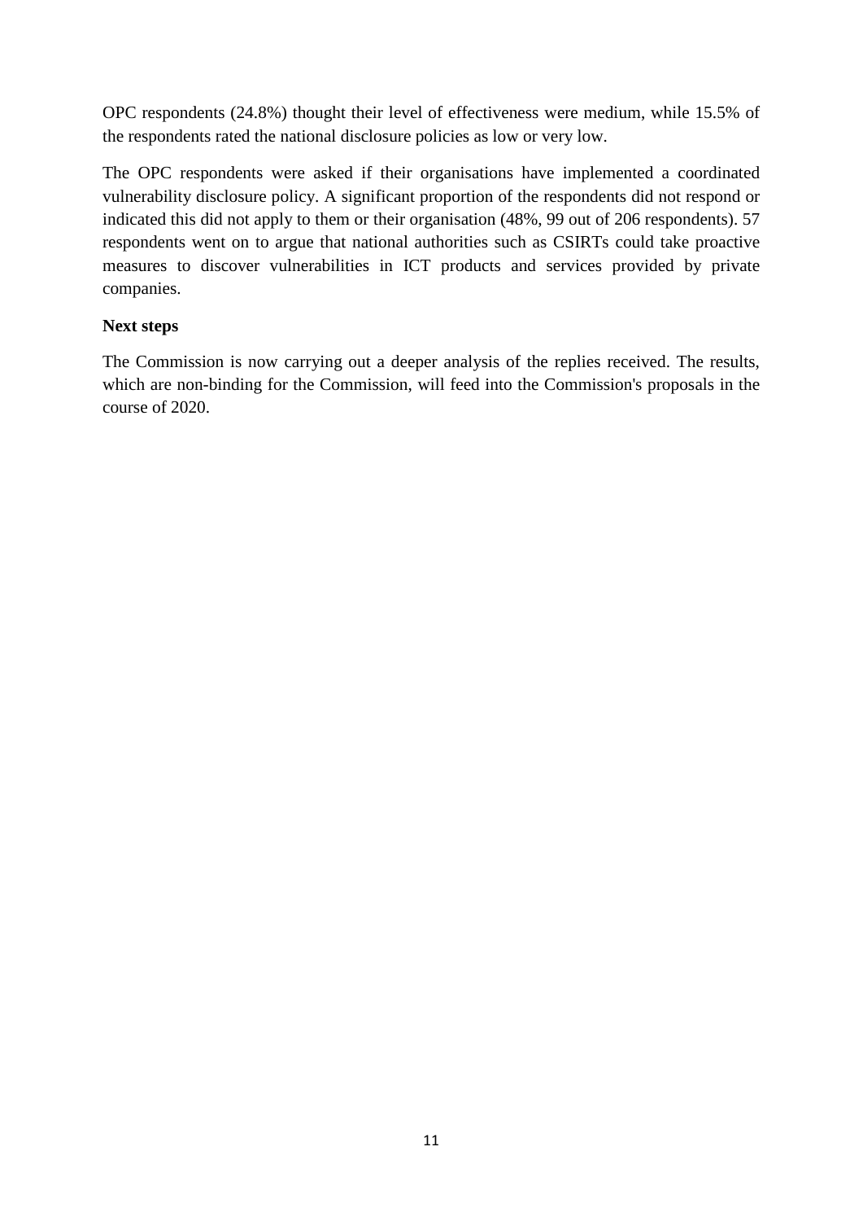OPC respondents (24.8%) thought their level of effectiveness were medium, while 15.5% of the respondents rated the national disclosure policies as low or very low.

The OPC respondents were asked if their organisations have implemented a coordinated vulnerability disclosure policy. A significant proportion of the respondents did not respond or indicated this did not apply to them or their organisation (48%, 99 out of 206 respondents). 57 respondents went on to argue that national authorities such as CSIRTs could take proactive measures to discover vulnerabilities in ICT products and services provided by private companies.

**Next steps**

The Commission is now carrying out a deeper analysis of the replies received. The results, which are non-binding for the Commission, will feed into the Commission's proposals in the course of 2020.